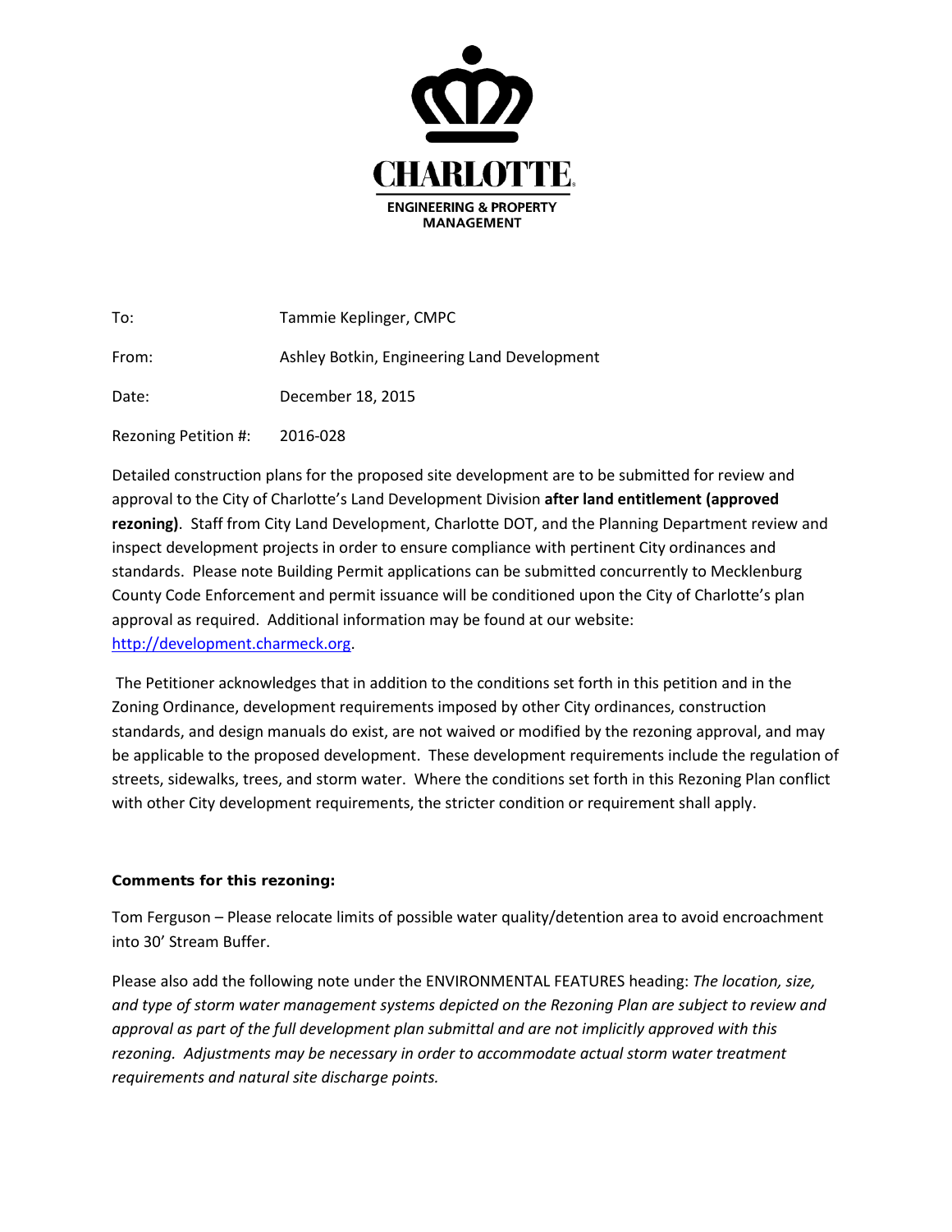**CHARLOTTE**

**ENGINEERING & PROPERTY MANAGEMENT**

To: Tammie Keplinger, CMPC

From: Ashley Botkin, Engineering Land Development

Date: December 18, 2015

Rezoning Petition #: 2016-028

Detailed construction plans for the proposed site development are to be submitted for review and approval to the City of Charlotte's Land Development Division **after land entitlement (approved rezoning)**. Staff from City Land Development, Charlotte DOT, and the Planning Department review and inspect development projects in order to ensure compliance with pertinent City ordinances and standards. Please note Building Permit applications can be submitted concurrently to Mecklenburg County Code Enforcement and permit issuance will be conditioned upon the City of Charlotte's plan approval as required. Additional information may be found at our website: http://development.charmeck.org.

The Petitioner acknowledges that in addition to the conditions set forth in this petition and in the Zoning Ordinance, development requirements imposed by other City ordinances, construction standards, and design manuals do exist, are not waived or modified by the rezoning approval, and may be applicable to the proposed development. These development requirements include the regulation of streets, sidewalks, trees, and storm water. Where the conditions set forth in this Rezoning Plan conflict with other City development requirements, the stricter condition or requirement shall apply.

**Comments for this rezoning:**

Tom Ferguson – Please relocate limits of possible water quality/detention area to avoid encroachment into 30' Stream Buffer.

Please also add the following note under the ENVIRONMENTAL FEATURES heading: *The location, size, and type of storm water management systems depicted on the Rezoning Plan are subject to review and approval as part of the full development plan submittal and are not implicitly approved with this rezoning. Adjustments may be necessary in order to accommodate actual storm water treatment requirements and natural site discharge points.*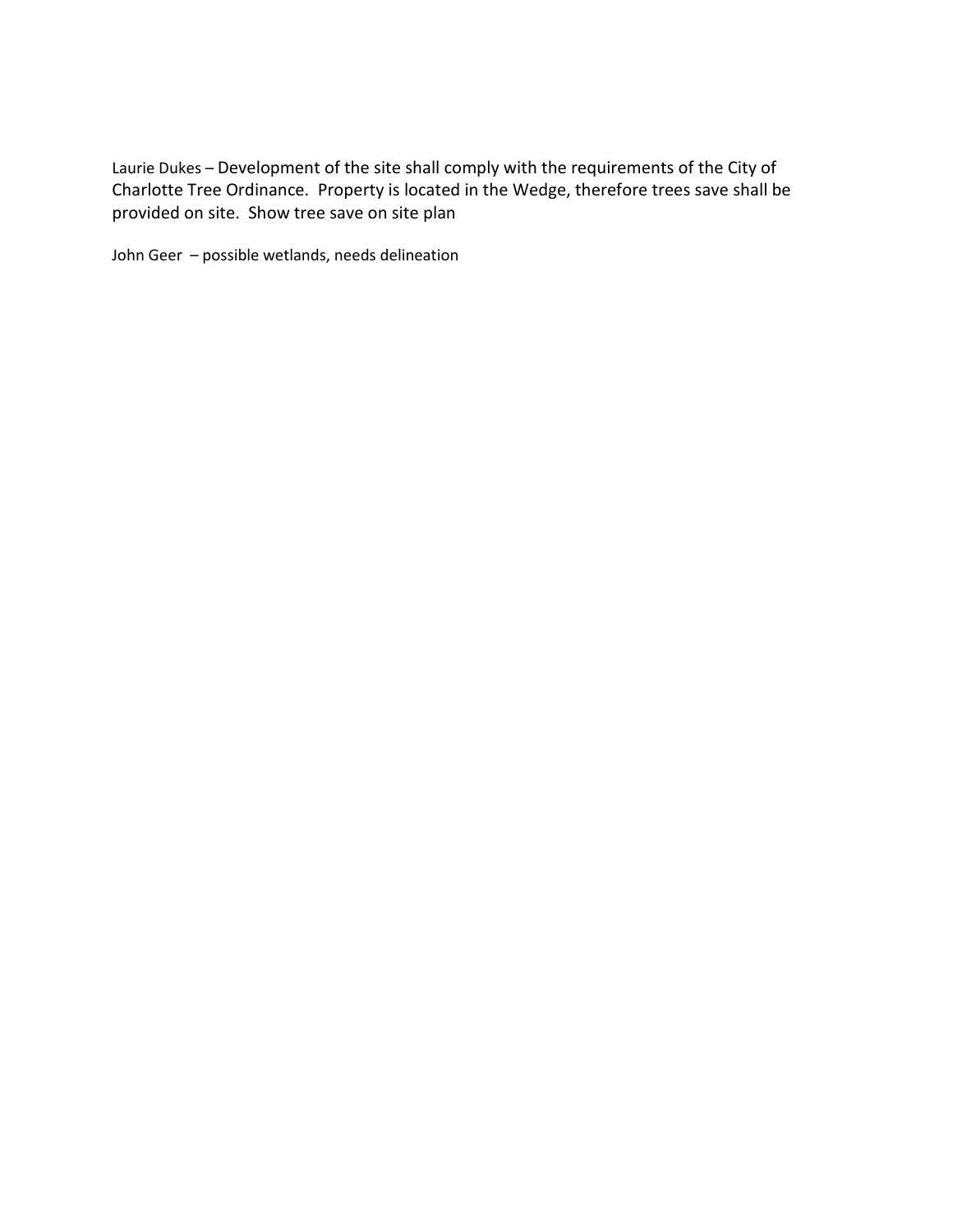Laurie Dukes – Development of the site shall comply with the requirements of the City of Charlotte Tree Ordinance. Property is located in the Wedge, therefore trees save shall be provided on site. Show tree save on site plan

John Geer – possible wetlands, needs delineation